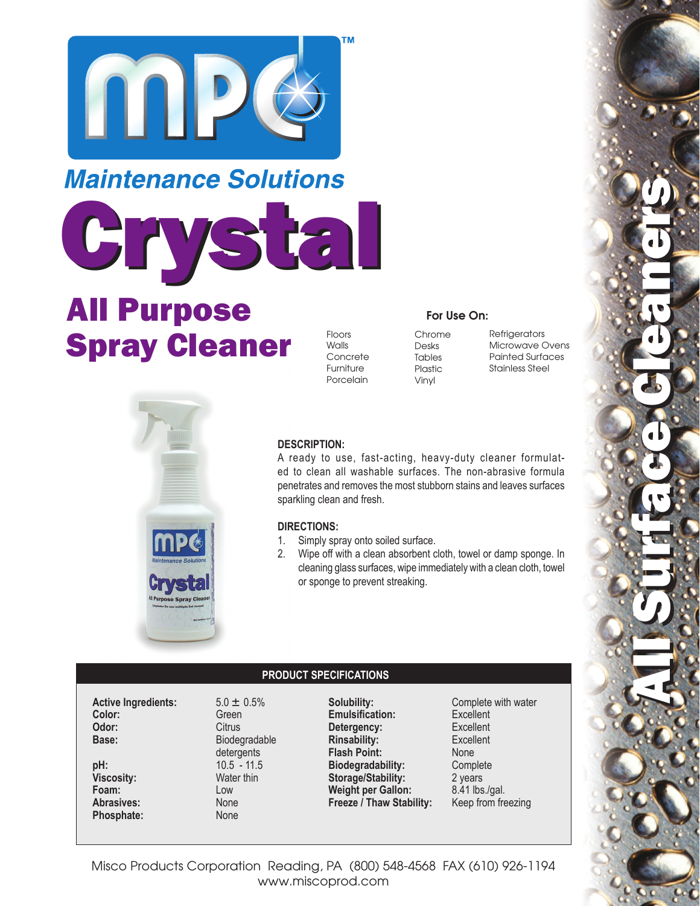# MPC™

## Maintenance Solutions

# Crystal

## All Purpose Spray Cleaner

### For Use On:

| | | |
|---|---|---|
| Floors | Chrome | Refrigerators |
| Walls | Desks | Microwave Ovens |
| Concrete | Tables | Painted Surfaces |
| Furniture | Plastic | Stainless Steel |
| Porcelain | Vinyl | |

**All Surface Cleaners**

**DESCRIPTION:**

A ready to use, fast-acting, heavy-duty cleaner formulated to clean all washable surfaces. The non-abrasive formula penetrates and removes the most stubborn stains and leaves surfaces sparkling clean and fresh.

**DIRECTIONS:**

1. Simply spray onto soiled surface.
2. Wipe off with a clean absorbent cloth, towel or damp sponge. In cleaning glass surfaces, wipe immediately with a clean cloth, towel or sponge to prevent streaking.

### PRODUCT SPECIFICATIONS

| | | | |
|---|---|---|---|
| **Active Ingredients:** | 5.0 ± 0.5% | **Solubility:** | Complete with water |
| **Color:** | Green | **Emulsification:** | Excellent |
| **Odor:** | Citrus | **Detergency:** | Excellent |
| **Base:** | Biodegradable detergents | **Rinsability:** | Excellent |
| | | **Flash Point:** | None |
| **pH:** | 10.5 - 11.5 | **Biodegradability:** | Complete |
| **Viscosity:** | Water thin | **Storage/Stability:** | 2 years |
| **Foam:** | Low | **Weight per Gallon:** | 8.41 lbs./gal. |
| **Abrasives:** | None | **Freeze / Thaw Stability:** | Keep from freezing |
| **Phosphate:** | None | | |

Misco Products Corporation Reading, PA (800) 548-4568 FAX (610) 926-1194
www.miscoprod.com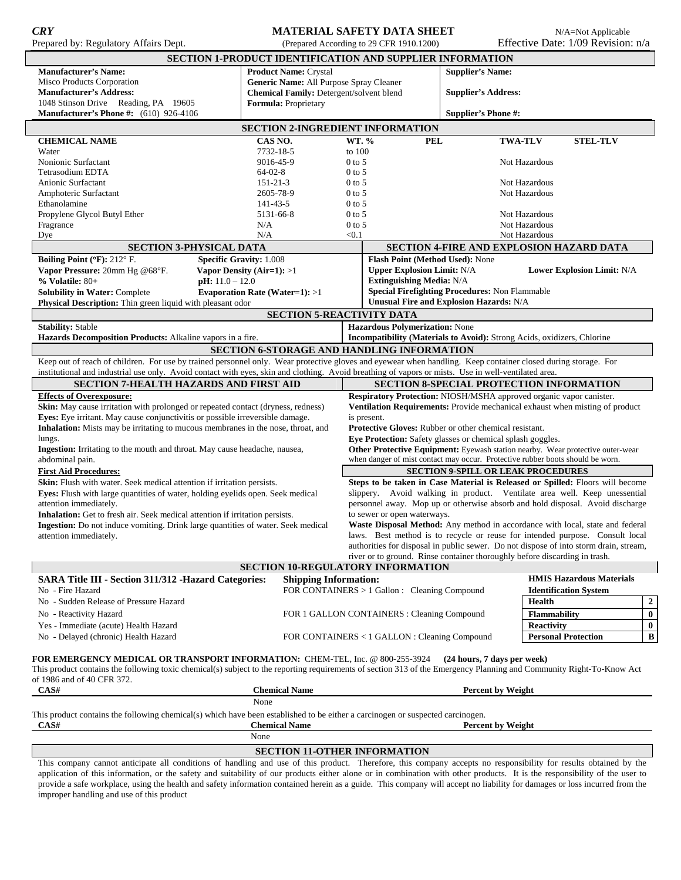**CRY** — Prepared by: Regulatory Affairs Dept.

# MATERIAL SAFETY DATA SHEET

(Prepared According to 29 CFR 1910.1200)

N/A=Not Applicable
Effective Date: 1/09 Revision: n/a

## SECTION 1-PRODUCT IDENTIFICATION AND SUPPLIER INFORMATION

**Manufacturer's Name:** Misco Products Corporation
**Manufacturer's Address:** 1048 Stinson Drive Reading, PA 19605
**Manufacturer's Phone #:** (610) 926-4106

**Product Name:** Crystal
**Generic Name:** All Purpose Spray Cleaner
**Chemical Family:** Detergent/solvent blend
**Formula:** Proprietary

**Supplier's Name:**
**Supplier's Address:**
**Supplier's Phone #:**

## SECTION 2-INGREDIENT INFORMATION

| CHEMICAL NAME | CAS NO. | WT. % | PEL | TWA-TLV | STEL-TLV |
|---|---|---|---|---|---|
| Water | 7732-18-5 | to 100 | | | |
| Nonionic Surfactant | 9016-45-9 | 0 to 5 | | Not Hazardous | |
| Tetrasodium EDTA | 64-02-8 | 0 to 5 | | | |
| Anionic Surfactant | 151-21-3 | 0 to 5 | | Not Hazardous | |
| Amphoteric Surfactant | 2605-78-9 | 0 to 5 | | Not Hazardous | |
| Ethanolamine | 141-43-5 | 0 to 5 | | | |
| Propylene Glycol Butyl Ether | 5131-66-8 | 0 to 5 | | Not Hazardous | |
| Fragrance | N/A | 0 to 5 | | Not Hazardous | |
| Dye | N/A | <0.1 | | Not Hazardous | |

## SECTION 3-PHYSICAL DATA

**Boiling Point (°F):** 212° F.
**Specific Gravity:** 1.008
**Vapor Pressure:** 20mm Hg @68°F.
**Vapor Density (Air=1):** >1
**% Volatile:** 80+
**pH:** 11.0 – 12.0
**Solubility in Water:** Complete
**Evaporation Rate (Water=1):** >1
**Physical Description:** Thin green liquid with pleasant odor

## SECTION 4-FIRE AND EXPLOSION HAZARD DATA

**Flash Point (Method Used):** None
**Upper Explosion Limit:** N/A
**Lower Explosion Limit:** N/A
**Extinguishing Media:** N/A
**Special Firefighting Procedures:** Non Flammable
**Unusual Fire and Explosion Hazards:** N/A

## SECTION 5-REACTIVITY DATA

**Stability:** Stable
**Hazards Decomposition Products:** Alkaline vapors in a fire.
**Hazardous Polymerization:** None
**Incompatibility (Materials to Avoid):** Strong Acids, oxidizers, Chlorine

## SECTION 6-STORAGE AND HANDLING INFORMATION

Keep out of reach of children. For use by trained personnel only. Wear protective gloves and eyewear when handling. Keep container closed during storage. For institutional and industrial use only. Avoid contact with eyes, skin and clothing. Avoid breathing of vapors or mists. Use in well-ventilated area.

## SECTION 7-HEALTH HAZARDS AND FIRST AID

**Effects of Overexposure:**

**Skin:** May cause irritation with prolonged or repeated contact (dryness, redness)
**Eyes:** Eye irritant. May cause conjunctivitis or possible irreversible damage.
**Inhalation:** Mists may be irritating to mucous membranes in the nose, throat, and lungs.
**Ingestion:** Irritating to the mouth and throat. May cause headache, nausea, abdominal pain.

**First Aid Procedures:**

**Skin:** Flush with water. Seek medical attention if irritation persists.
**Eyes:** Flush with large quantities of water, holding eyelids open. Seek medical attention immediately.
**Inhalation:** Get to fresh air. Seek medical attention if irritation persists.
**Ingestion:** Do not induce vomiting. Drink large quantities of water. Seek medical attention immediately.

## SECTION 8-SPECIAL PROTECTION INFORMATION

**Respiratory Protection:** NIOSH/MSHA approved organic vapor canister.
**Ventilation Requirements:** Provide mechanical exhaust when misting of product is present.
**Protective Gloves:** Rubber or other chemical resistant.
**Eye Protection:** Safety glasses or chemical splash goggles.
**Other Protective Equipment:** Eyewash station nearby. Wear protective outer-wear when danger of mist contact may occur. Protective rubber boots should be worn.

## SECTION 9-SPILL OR LEAK PROCEDURES

**Steps to be taken in Case Material is Released or Spilled:** Floors will become slippery. Avoid walking in product. Ventilate area well. Keep unessential personnel away. Mop up or otherwise absorb and hold disposal. Avoid discharge to sewer or open waterways.

**Waste Disposal Method:** Any method in accordance with local, state and federal laws. Best method is to recycle or reuse for intended purpose. Consult local authorities for disposal in public sewer. Do not dispose of into storm drain, stream, river or to ground. Rinse container thoroughly before discarding in trash.

## SECTION 10-REGULATORY INFORMATION

**SARA Title III - Section 311/312 -Hazard Categories:**
No - Fire Hazard
No - Sudden Release of Pressure Hazard
No - Reactivity Hazard
Yes - Immediate (acute) Health Hazard
No - Delayed (chronic) Health Hazard

**Shipping Information:**
FOR CONTAINERS > 1 Gallon : Cleaning Compound
FOR 1 GALLON CONTAINERS : Cleaning Compound
FOR CONTAINERS < 1 GALLON : Cleaning Compound

**HMIS Hazardous Materials Identification System**

| | |
|---|---|
| Health | 2 |
| Flammability | 0 |
| Reactivity | 0 |
| Personal Protection | B |

**FOR EMERGENCY MEDICAL OR TRANSPORT INFORMATION:** CHEM-TEL, Inc. @ 800-255-3924 **(24 hours, 7 days per week)**

This product contains the following toxic chemical(s) subject to the reporting requirements of section 313 of the Emergency Planning and Community Right-To-Know Act of 1986 and of 40 CFR 372.

| CAS# | Chemical Name | Percent by Weight |
|---|---|---|
| | None | |

This product contains the following chemical(s) which have been established to be either a carcinogen or suspected carcinogen.

| CAS# | Chemical Name | Percent by Weight |
|---|---|---|
| | None | |

## SECTION 11-OTHER INFORMATION

This company cannot anticipate all conditions of handling and use of this product. Therefore, this company accepts no responsibility for results obtained by the application of this information, or the safety and suitability of our products either alone or in combination with other products. It is the responsibility of the user to provide a safe workplace, using the health and safety information contained herein as a guide. This company will accept no liability for damages or loss incurred from the improper handling and use of this product